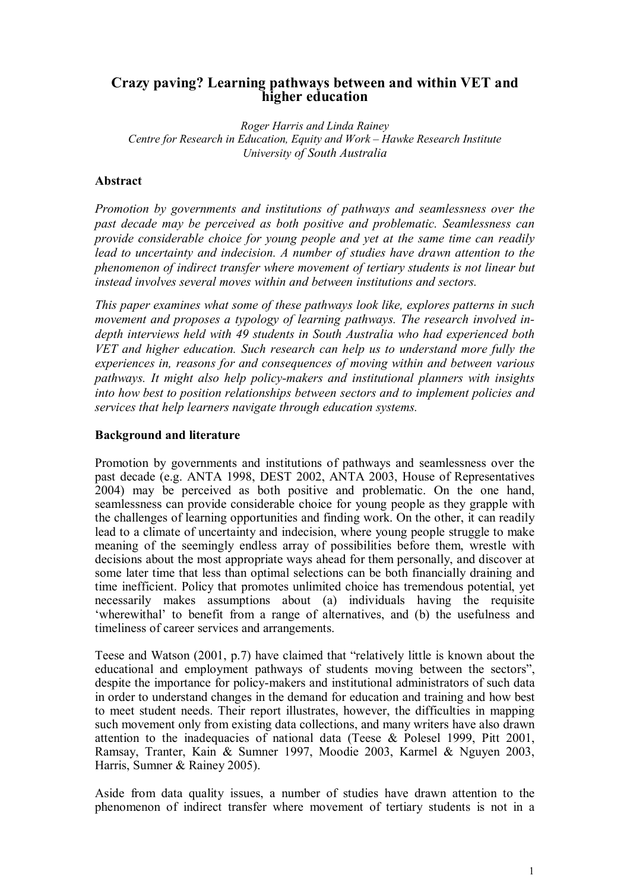# Crazy paving? Learning pathways between and within VET and higher education

*Roger Harris and Linda Rainey*
*Centre for Research in Education, Equity and Work – Hawke Research Institute*
*University of South Australia*

## Abstract

*Promotion by governments and institutions of pathways and seamlessness over the past decade may be perceived as both positive and problematic. Seamlessness can provide considerable choice for young people and yet at the same time can readily lead to uncertainty and indecision. A number of studies have drawn attention to the phenomenon of indirect transfer where movement of tertiary students is not linear but instead involves several moves within and between institutions and sectors.*

*This paper examines what some of these pathways look like, explores patterns in such movement and proposes a typology of learning pathways. The research involved in-depth interviews held with 49 students in South Australia who had experienced both VET and higher education. Such research can help us to understand more fully the experiences in, reasons for and consequences of moving within and between various pathways. It might also help policy-makers and institutional planners with insights into how best to position relationships between sectors and to implement policies and services that help learners navigate through education systems.*

## Background and literature

Promotion by governments and institutions of pathways and seamlessness over the past decade (e.g. ANTA 1998, DEST 2002, ANTA 2003, House of Representatives 2004) may be perceived as both positive and problematic. On the one hand, seamlessness can provide considerable choice for young people as they grapple with the challenges of learning opportunities and finding work. On the other, it can readily lead to a climate of uncertainty and indecision, where young people struggle to make meaning of the seemingly endless array of possibilities before them, wrestle with decisions about the most appropriate ways ahead for them personally, and discover at some later time that less than optimal selections can be both financially draining and time inefficient. Policy that promotes unlimited choice has tremendous potential, yet necessarily makes assumptions about (a) individuals having the requisite 'wherewithal' to benefit from a range of alternatives, and (b) the usefulness and timeliness of career services and arrangements.

Teese and Watson (2001, p.7) have claimed that "relatively little is known about the educational and employment pathways of students moving between the sectors", despite the importance for policy-makers and institutional administrators of such data in order to understand changes in the demand for education and training and how best to meet student needs. Their report illustrates, however, the difficulties in mapping such movement only from existing data collections, and many writers have also drawn attention to the inadequacies of national data (Teese & Polesel 1999, Pitt 2001, Ramsay, Tranter, Kain & Sumner 1997, Moodie 2003, Karmel & Nguyen 2003, Harris, Sumner & Rainey 2005).

Aside from data quality issues, a number of studies have drawn attention to the phenomenon of indirect transfer where movement of tertiary students is not in a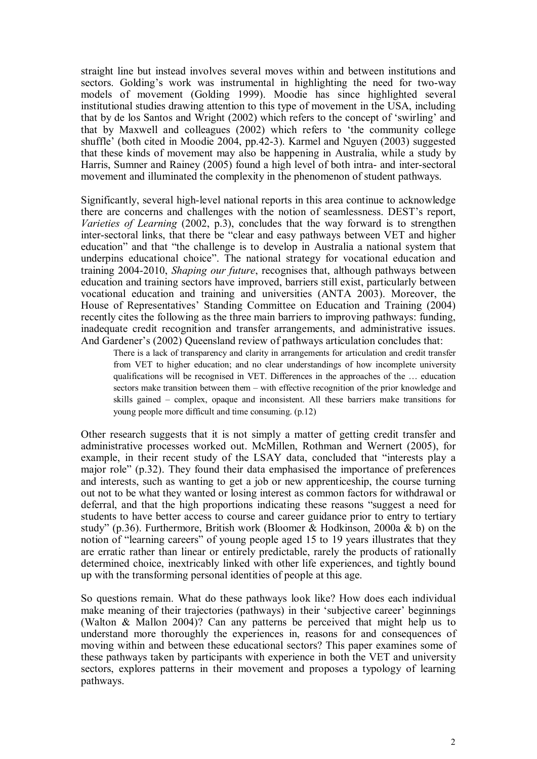straight line but instead involves several moves within and between institutions and sectors. Golding's work was instrumental in highlighting the need for two-way models of movement (Golding 1999). Moodie has since highlighted several institutional studies drawing attention to this type of movement in the USA, including that by de los Santos and Wright (2002) which refers to the concept of 'swirling' and that by Maxwell and colleagues (2002) which refers to 'the community college shuffle' (both cited in Moodie 2004, pp.42-3). Karmel and Nguyen (2003) suggested that these kinds of movement may also be happening in Australia, while a study by Harris, Sumner and Rainey (2005) found a high level of both intra- and inter-sectoral movement and illuminated the complexity in the phenomenon of student pathways.

Significantly, several high-level national reports in this area continue to acknowledge there are concerns and challenges with the notion of seamlessness. DEST's report, *Varieties of Learning* (2002, p.3), concludes that the way forward is to strengthen inter-sectoral links, that there be "clear and easy pathways between VET and higher education" and that "the challenge is to develop in Australia a national system that underpins educational choice". The national strategy for vocational education and training 2004-2010, *Shaping our future*, recognises that, although pathways between education and training sectors have improved, barriers still exist, particularly between vocational education and training and universities (ANTA 2003). Moreover, the House of Representatives' Standing Committee on Education and Training (2004) recently cites the following as the three main barriers to improving pathways: funding, inadequate credit recognition and transfer arrangements, and administrative issues. And Gardener's (2002) Queensland review of pathways articulation concludes that:

> There is a lack of transparency and clarity in arrangements for articulation and credit transfer from VET to higher education; and no clear understandings of how incomplete university qualifications will be recognised in VET. Differences in the approaches of the … education sectors make transition between them – with effective recognition of the prior knowledge and skills gained – complex, opaque and inconsistent. All these barriers make transitions for young people more difficult and time consuming. (p.12)

Other research suggests that it is not simply a matter of getting credit transfer and administrative processes worked out. McMillen, Rothman and Wernert (2005), for example, in their recent study of the LSAY data, concluded that "interests play a major role" (p.32). They found their data emphasised the importance of preferences and interests, such as wanting to get a job or new apprenticeship, the course turning out not to be what they wanted or losing interest as common factors for withdrawal or deferral, and that the high proportions indicating these reasons "suggest a need for students to have better access to course and career guidance prior to entry to tertiary study" (p.36). Furthermore, British work (Bloomer & Hodkinson, 2000a & b) on the notion of "learning careers" of young people aged 15 to 19 years illustrates that they are erratic rather than linear or entirely predictable, rarely the products of rationally determined choice, inextricably linked with other life experiences, and tightly bound up with the transforming personal identities of people at this age.

So questions remain. What do these pathways look like? How does each individual make meaning of their trajectories (pathways) in their 'subjective career' beginnings (Walton & Mallon 2004)? Can any patterns be perceived that might help us to understand more thoroughly the experiences in, reasons for and consequences of moving within and between these educational sectors? This paper examines some of these pathways taken by participants with experience in both the VET and university sectors, explores patterns in their movement and proposes a typology of learning pathways.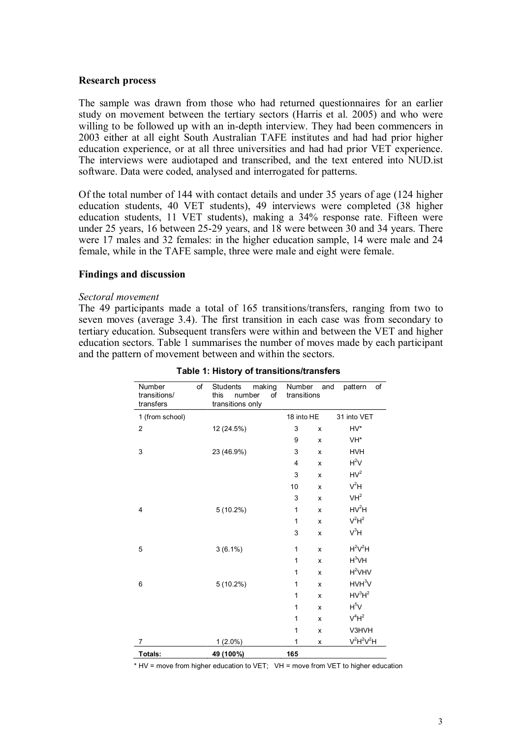## Research process

The sample was drawn from those who had returned questionnaires for an earlier study on movement between the tertiary sectors (Harris et al. 2005) and who were willing to be followed up with an in-depth interview. They had been commencers in 2003 either at all eight South Australian TAFE institutes and had had prior higher education experience, or at all three universities and had had prior VET experience. The interviews were audiotaped and transcribed, and the text entered into NUD.ist software. Data were coded, analysed and interrogated for patterns.

Of the total number of 144 with contact details and under 35 years of age (124 higher education students, 40 VET students), 49 interviews were completed (38 higher education students, 11 VET students), making a 34% response rate. Fifteen were under 25 years, 16 between 25-29 years, and 18 were between 30 and 34 years. There were 17 males and 32 females: in the higher education sample, 14 were male and 24 female, while in the TAFE sample, three were male and eight were female.

## Findings and discussion

*Sectoral movement*

The 49 participants made a total of 165 transitions/transfers, ranging from two to seven moves (average 3.4). The first transition in each case was from secondary to tertiary education. Subsequent transfers were within and between the VET and higher education sectors. Table 1 summarises the number of moves made by each participant and the pattern of movement between and within the sectors.

**Table 1: History of transitions/transfers**

| Number of transitions/ transfers | Students making this number of transitions only | Number and pattern of transitions | | |
|---|---|---|---|---|
| 1 (from school) | | 18 into HE | | 31 into VET |
| 2 | 12 (24.5%) | 3 | x | HV* |
| | | 9 | x | VH* |
| 3 | 23 (46.9%) | 3 | x | HVH |
| | | 4 | x | $H^2V$ |
| | | 3 | x | $HV^2$ |
| | | 10 | x | $V^2H$ |
| | | 3 | x | $VH^2$ |
| 4 | 5 (10.2%) | 1 | x | $HV^2H$ |
| | | 1 | x | $V^2H^2$ |
| | | 3 | x | $V^3H$ |
| 5 | 3 (6.1%) | 1 | x | $H^2V^2H$ |
| | | 1 | x | $H^3VH$ |
| | | 1 | x | $H^2VHV$ |
| 6 | 5 (10.2%) | 1 | x | $HVH^3V$ |
| | | 1 | x | $HV^3H^2$ |
| | | 1 | x | $H^5V$ |
| | | 1 | x | $V^4H^2$ |
| | | 1 | x | V3HVH |
| 7 | 1 (2.0%) | 1 | x | $V^2H^2V^2H$ |
| **Totals:** | **49 (100%)** | **165** | | |

\* HV = move from higher education to VET; VH = move from VET to higher education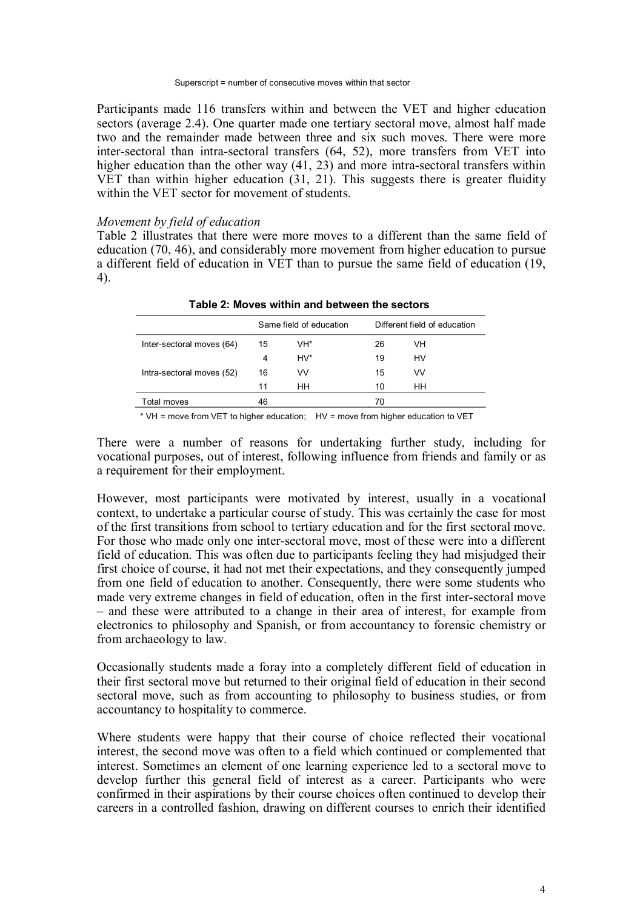Superscript = number of consecutive moves within that sector

Participants made 116 transfers within and between the VET and higher education sectors (average 2.4). One quarter made one tertiary sectoral move, almost half made two and the remainder made between three and six such moves. There were more inter-sectoral than intra-sectoral transfers (64, 52), more transfers from VET into higher education than the other way (41, 23) and more intra-sectoral transfers within VET than within higher education (31, 21). This suggests there is greater fluidity within the VET sector for movement of students.

*Movement by field of education*

Table 2 illustrates that there were more moves to a different than the same field of education (70, 46), and considerably more movement from higher education to pursue a different field of education in VET than to pursue the same field of education (19, 4).

**Table 2: Moves within and between the sectors**

| | Same field of education | | Different field of education | |
|---|---|---|---|---|
| Inter-sectoral moves (64) | 15 | VH* | 26 | VH |
| | 4 | HV* | 19 | HV |
| Intra-sectoral moves (52) | 16 | VV | 15 | VV |
| | 11 | HH | 10 | HH |
| Total moves | 46 | | 70 | |

\* VH = move from VET to higher education; HV = move from higher education to VET

There were a number of reasons for undertaking further study, including for vocational purposes, out of interest, following influence from friends and family or as a requirement for their employment.

However, most participants were motivated by interest, usually in a vocational context, to undertake a particular course of study. This was certainly the case for most of the first transitions from school to tertiary education and for the first sectoral move. For those who made only one inter-sectoral move, most of these were into a different field of education. This was often due to participants feeling they had misjudged their first choice of course, it had not met their expectations, and they consequently jumped from one field of education to another. Consequently, there were some students who made very extreme changes in field of education, often in the first inter-sectoral move – and these were attributed to a change in their area of interest, for example from electronics to philosophy and Spanish, or from accountancy to forensic chemistry or from archaeology to law.

Occasionally students made a foray into a completely different field of education in their first sectoral move but returned to their original field of education in their second sectoral move, such as from accounting to philosophy to business studies, or from accountancy to hospitality to commerce.

Where students were happy that their course of choice reflected their vocational interest, the second move was often to a field which continued or complemented that interest. Sometimes an element of one learning experience led to a sectoral move to develop further this general field of interest as a career. Participants who were confirmed in their aspirations by their course choices often continued to develop their careers in a controlled fashion, drawing on different courses to enrich their identified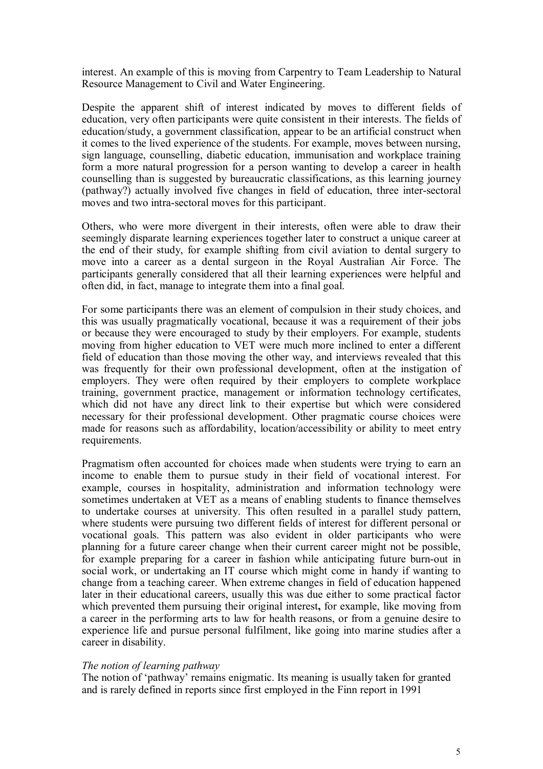interest. An example of this is moving from Carpentry to Team Leadership to Natural Resource Management to Civil and Water Engineering.

Despite the apparent shift of interest indicated by moves to different fields of education, very often participants were quite consistent in their interests. The fields of education/study, a government classification, appear to be an artificial construct when it comes to the lived experience of the students. For example, moves between nursing, sign language, counselling, diabetic education, immunisation and workplace training form a more natural progression for a person wanting to develop a career in health counselling than is suggested by bureaucratic classifications, as this learning journey (pathway?) actually involved five changes in field of education, three inter-sectoral moves and two intra-sectoral moves for this participant.

Others, who were more divergent in their interests, often were able to draw their seemingly disparate learning experiences together later to construct a unique career at the end of their study, for example shifting from civil aviation to dental surgery to move into a career as a dental surgeon in the Royal Australian Air Force. The participants generally considered that all their learning experiences were helpful and often did, in fact, manage to integrate them into a final goal.

For some participants there was an element of compulsion in their study choices, and this was usually pragmatically vocational, because it was a requirement of their jobs or because they were encouraged to study by their employers. For example, students moving from higher education to VET were much more inclined to enter a different field of education than those moving the other way, and interviews revealed that this was frequently for their own professional development, often at the instigation of employers. They were often required by their employers to complete workplace training, government practice, management or information technology certificates, which did not have any direct link to their expertise but which were considered necessary for their professional development. Other pragmatic course choices were made for reasons such as affordability, location/accessibility or ability to meet entry requirements.

Pragmatism often accounted for choices made when students were trying to earn an income to enable them to pursue study in their field of vocational interest. For example, courses in hospitality, administration and information technology were sometimes undertaken at VET as a means of enabling students to finance themselves to undertake courses at university. This often resulted in a parallel study pattern, where students were pursuing two different fields of interest for different personal or vocational goals. This pattern was also evident in older participants who were planning for a future career change when their current career might not be possible, for example preparing for a career in fashion while anticipating future burn-out in social work, or undertaking an IT course which might come in handy if wanting to change from a teaching career. When extreme changes in field of education happened later in their educational careers, usually this was due either to some practical factor which prevented them pursuing their original interest**,** for example, like moving from a career in the performing arts to law for health reasons, or from a genuine desire to experience life and pursue personal fulfilment, like going into marine studies after a career in disability.

*The notion of learning pathway*

The notion of 'pathway' remains enigmatic. Its meaning is usually taken for granted and is rarely defined in reports since first employed in the Finn report in 1991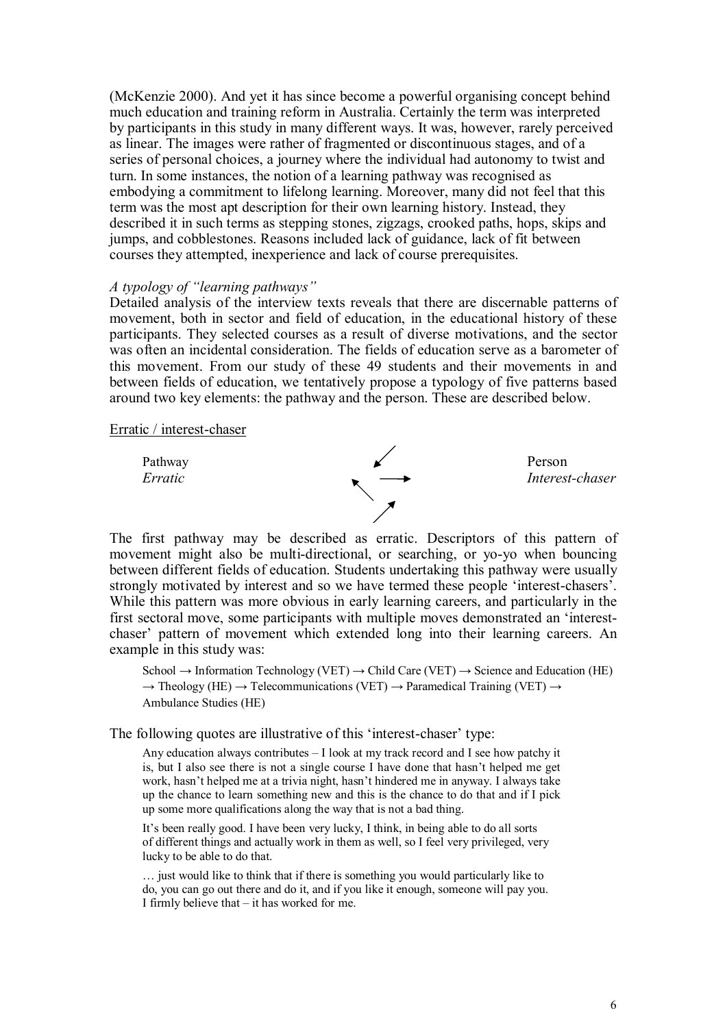(McKenzie 2000). And yet it has since become a powerful organising concept behind much education and training reform in Australia. Certainly the term was interpreted by participants in this study in many different ways. It was, however, rarely perceived as linear. The images were rather of fragmented or discontinuous stages, and of a series of personal choices, a journey where the individual had autonomy to twist and turn. In some instances, the notion of a learning pathway was recognised as embodying a commitment to lifelong learning. Moreover, many did not feel that this term was the most apt description for their own learning history. Instead, they described it in such terms as stepping stones, zigzags, crooked paths, hops, skips and jumps, and cobblestones. Reasons included lack of guidance, lack of fit between courses they attempted, inexperience and lack of course prerequisites.

*A typology of "learning pathways"*

Detailed analysis of the interview texts reveals that there are discernable patterns of movement, both in sector and field of education, in the educational history of these participants. They selected courses as a result of diverse motivations, and the sector was often an incidental consideration. The fields of education serve as a barometer of this movement. From our study of these 49 students and their movements in and between fields of education, we tentatively propose a typology of five patterns based around two key elements: the pathway and the person. These are described below.

Erratic / interest-chaser

| Pathway | | Person |
|---|---|---|
| *Erratic* | ↙ ↖ → ↗ | *Interest-chaser* |

The first pathway may be described as erratic. Descriptors of this pattern of movement might also be multi-directional, or searching, or yo-yo when bouncing between different fields of education. Students undertaking this pathway were usually strongly motivated by interest and so we have termed these people 'interest-chasers'. While this pattern was more obvious in early learning careers, and particularly in the first sectoral move, some participants with multiple moves demonstrated an 'interest-chaser' pattern of movement which extended long into their learning careers. An example in this study was:

> School → Information Technology (VET) → Child Care (VET) → Science and Education (HE) → Theology (HE) → Telecommunications (VET) → Paramedical Training (VET) → Ambulance Studies (HE)

The following quotes are illustrative of this 'interest-chaser' type:

> Any education always contributes – I look at my track record and I see how patchy it is, but I also see there is not a single course I have done that hasn't helped me get work, hasn't helped me at a trivia night, hasn't hindered me in anyway. I always take up the chance to learn something new and this is the chance to do that and if I pick up some more qualifications along the way that is not a bad thing.

> It's been really good. I have been very lucky, I think, in being able to do all sorts of different things and actually work in them as well, so I feel very privileged, very lucky to be able to do that.

> … just would like to think that if there is something you would particularly like to do, you can go out there and do it, and if you like it enough, someone will pay you. I firmly believe that – it has worked for me.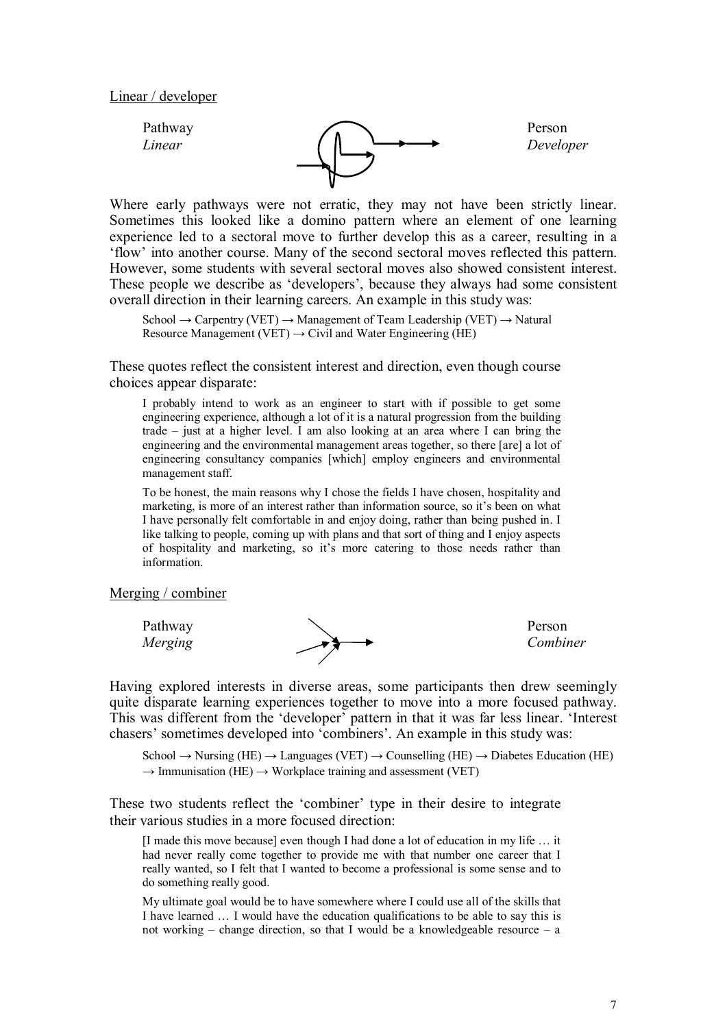Linear / developer

Pathway *Linear* — Person *Developer*

Where early pathways were not erratic, they may not have been strictly linear. Sometimes this looked like a domino pattern where an element of one learning experience led to a sectoral move to further develop this as a career, resulting in a 'flow' into another course. Many of the second sectoral moves reflected this pattern. However, some students with several sectoral moves also showed consistent interest. These people we describe as 'developers', because they always had some consistent overall direction in their learning careers. An example in this study was:

> School → Carpentry (VET) → Management of Team Leadership (VET) → Natural Resource Management (VET) → Civil and Water Engineering (HE)

These quotes reflect the consistent interest and direction, even though course choices appear disparate:

> I probably intend to work as an engineer to start with if possible to get some engineering experience, although a lot of it is a natural progression from the building trade – just at a higher level. I am also looking at an area where I can bring the engineering and the environmental management areas together, so there [are] a lot of engineering consultancy companies [which] employ engineers and environmental management staff.

> To be honest, the main reasons why I chose the fields I have chosen, hospitality and marketing, is more of an interest rather than information source, so it's been on what I have personally felt comfortable in and enjoy doing, rather than being pushed in. I like talking to people, coming up with plans and that sort of thing and I enjoy aspects of hospitality and marketing, so it's more catering to those needs rather than information.

Merging / combiner

Pathway *Merging* — Person *Combiner*

Having explored interests in diverse areas, some participants then drew seemingly quite disparate learning experiences together to move into a more focused pathway. This was different from the 'developer' pattern in that it was far less linear. 'Interest chasers' sometimes developed into 'combiners'. An example in this study was:

> School → Nursing (HE) → Languages (VET) → Counselling (HE) → Diabetes Education (HE) → Immunisation (HE) → Workplace training and assessment (VET)

These two students reflect the 'combiner' type in their desire to integrate their various studies in a more focused direction:

> [I made this move because] even though I had done a lot of education in my life … it had never really come together to provide me with that number one career that I really wanted, so I felt that I wanted to become a professional is some sense and to do something really good.

> My ultimate goal would be to have somewhere where I could use all of the skills that I have learned … I would have the education qualifications to be able to say this is not working – change direction, so that I would be a knowledgeable resource – a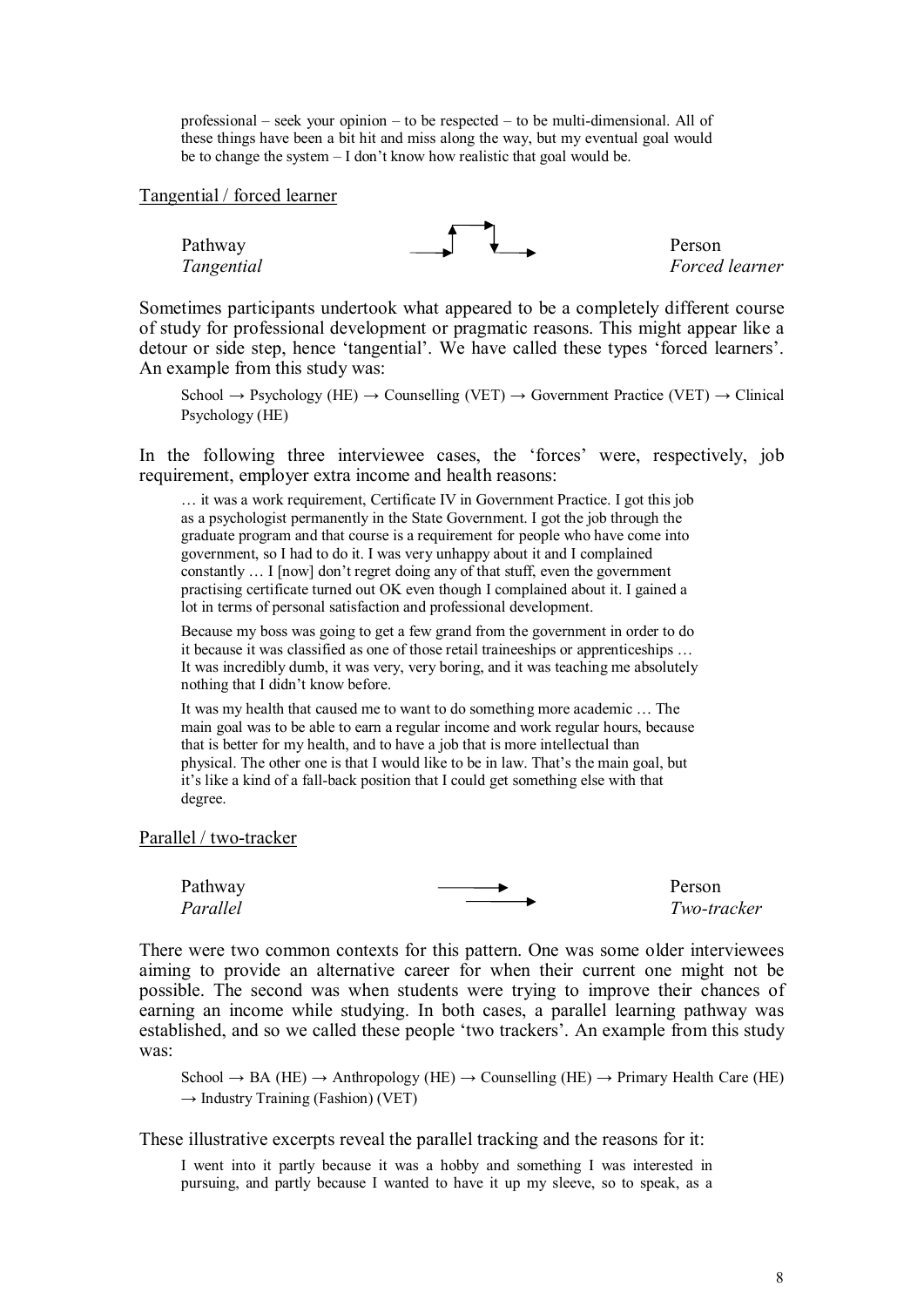professional – seek your opinion – to be respected – to be multi-dimensional. All of these things have been a bit hit and miss along the way, but my eventual goal would be to change the system – I don't know how realistic that goal would be.

### Tangential / forced learner

| Pathway | | Person |
|---|---|---|
| *Tangential* | | *Forced learner* |

Sometimes participants undertook what appeared to be a completely different course of study for professional development or pragmatic reasons. This might appear like a detour or side step, hence 'tangential'. We have called these types 'forced learners'. An example from this study was:

> School → Psychology (HE) → Counselling (VET) → Government Practice (VET) → Clinical Psychology (HE)

In the following three interviewee cases, the 'forces' were, respectively, job requirement, employer extra income and health reasons:

> … it was a work requirement, Certificate IV in Government Practice. I got this job as a psychologist permanently in the State Government. I got the job through the graduate program and that course is a requirement for people who have come into government, so I had to do it. I was very unhappy about it and I complained constantly … I [now] don't regret doing any of that stuff, even the government practising certificate turned out OK even though I complained about it. I gained a lot in terms of personal satisfaction and professional development.

> Because my boss was going to get a few grand from the government in order to do it because it was classified as one of those retail traineeships or apprenticeships … It was incredibly dumb, it was very, very boring, and it was teaching me absolutely nothing that I didn't know before.

> It was my health that caused me to want to do something more academic … The main goal was to be able to earn a regular income and work regular hours, because that is better for my health, and to have a job that is more intellectual than physical. The other one is that I would like to be in law. That's the main goal, but it's like a kind of a fall-back position that I could get something else with that degree.

### Parallel / two-tracker

| Pathway | | Person |
|---|---|---|
| *Parallel* | | *Two-tracker* |

There were two common contexts for this pattern. One was some older interviewees aiming to provide an alternative career for when their current one might not be possible. The second was when students were trying to improve their chances of earning an income while studying. In both cases, a parallel learning pathway was established, and so we called these people 'two trackers'. An example from this study was:

> School → BA (HE) → Anthropology (HE) → Counselling (HE) → Primary Health Care (HE) → Industry Training (Fashion) (VET)

These illustrative excerpts reveal the parallel tracking and the reasons for it:

> I went into it partly because it was a hobby and something I was interested in pursuing, and partly because I wanted to have it up my sleeve, so to speak, as a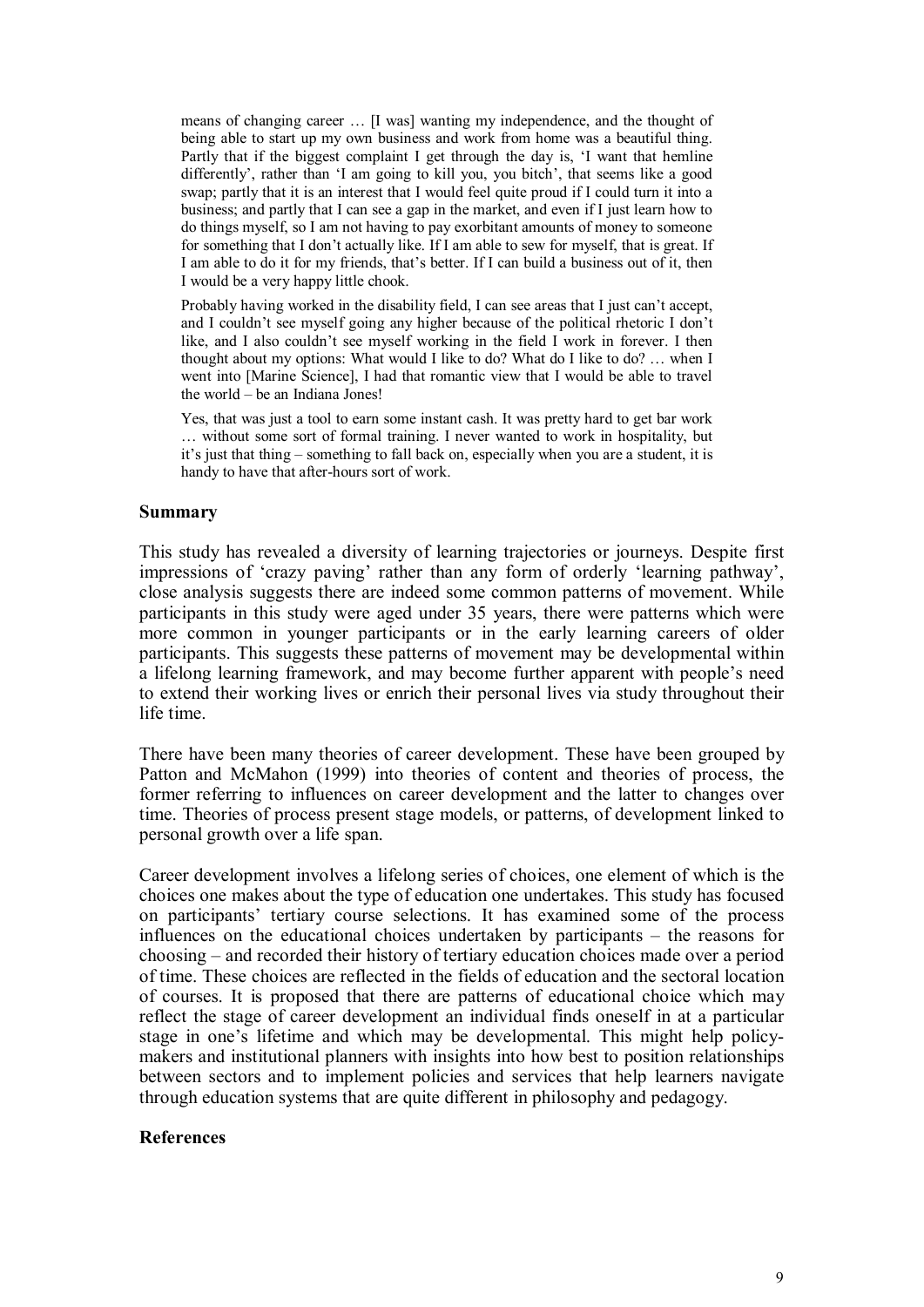> means of changing career … [I was] wanting my independence, and the thought of being able to start up my own business and work from home was a beautiful thing. Partly that if the biggest complaint I get through the day is, 'I want that hemline differently', rather than 'I am going to kill you, you bitch', that seems like a good swap; partly that it is an interest that I would feel quite proud if I could turn it into a business; and partly that I can see a gap in the market, and even if I just learn how to do things myself, so I am not having to pay exorbitant amounts of money to someone for something that I don't actually like. If I am able to sew for myself, that is great. If I am able to do it for my friends, that's better. If I can build a business out of it, then I would be a very happy little chook.

> Probably having worked in the disability field, I can see areas that I just can't accept, and I couldn't see myself going any higher because of the political rhetoric I don't like, and I also couldn't see myself working in the field I work in forever. I then thought about my options: What would I like to do? What do I like to do? … when I went into [Marine Science], I had that romantic view that I would be able to travel the world – be an Indiana Jones!

> Yes, that was just a tool to earn some instant cash. It was pretty hard to get bar work … without some sort of formal training. I never wanted to work in hospitality, but it's just that thing – something to fall back on, especially when you are a student, it is handy to have that after-hours sort of work.

### Summary

This study has revealed a diversity of learning trajectories or journeys. Despite first impressions of 'crazy paving' rather than any form of orderly 'learning pathway', close analysis suggests there are indeed some common patterns of movement. While participants in this study were aged under 35 years, there were patterns which were more common in younger participants or in the early learning careers of older participants. This suggests these patterns of movement may be developmental within a lifelong learning framework, and may become further apparent with people's need to extend their working lives or enrich their personal lives via study throughout their life time.

There have been many theories of career development. These have been grouped by Patton and McMahon (1999) into theories of content and theories of process, the former referring to influences on career development and the latter to changes over time. Theories of process present stage models, or patterns, of development linked to personal growth over a life span.

Career development involves a lifelong series of choices, one element of which is the choices one makes about the type of education one undertakes. This study has focused on participants' tertiary course selections. It has examined some of the process influences on the educational choices undertaken by participants – the reasons for choosing – and recorded their history of tertiary education choices made over a period of time. These choices are reflected in the fields of education and the sectoral location of courses. It is proposed that there are patterns of educational choice which may reflect the stage of career development an individual finds oneself in at a particular stage in one's lifetime and which may be developmental. This might help policy-makers and institutional planners with insights into how best to position relationships between sectors and to implement policies and services that help learners navigate through education systems that are quite different in philosophy and pedagogy.

### References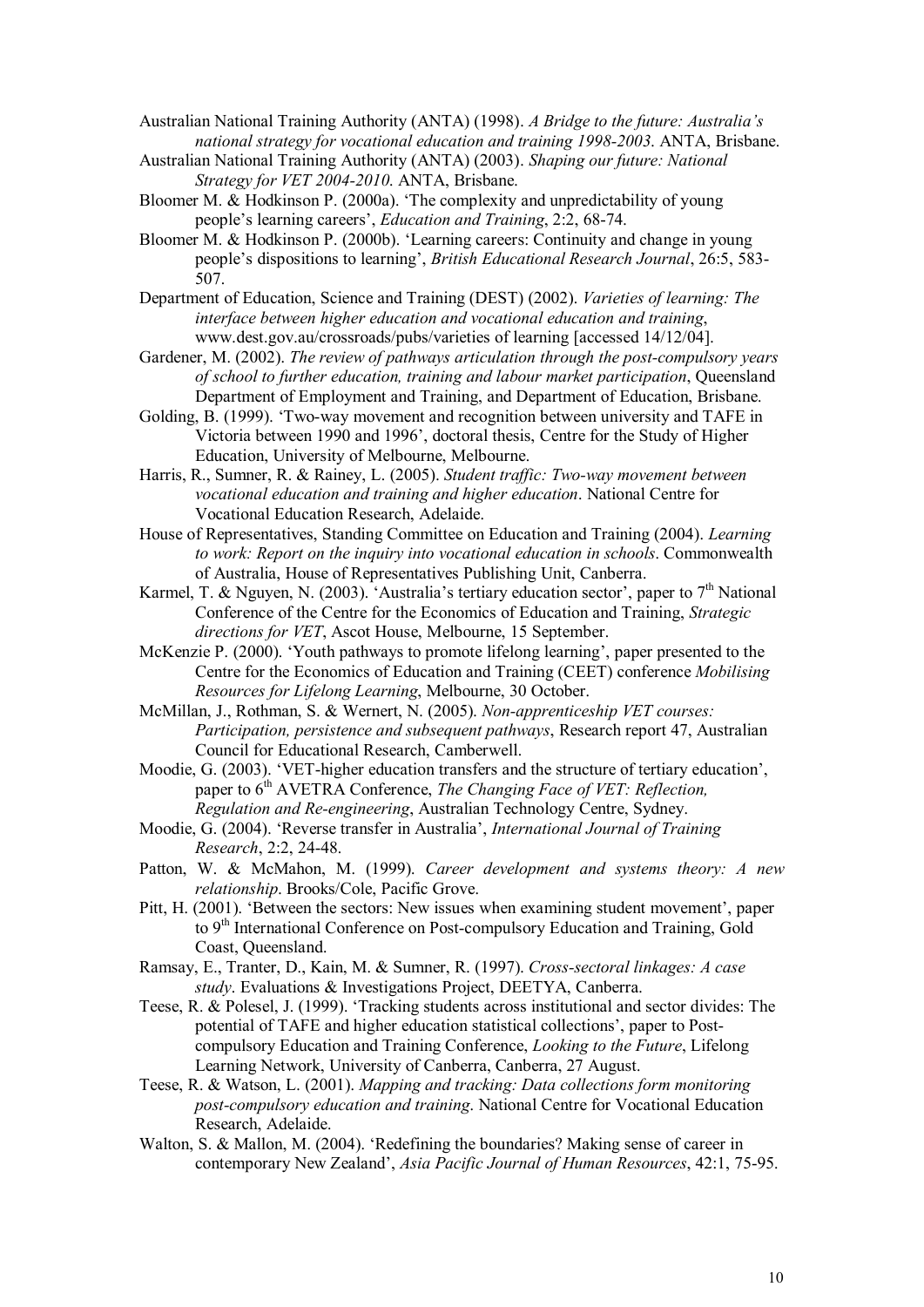Australian National Training Authority (ANTA) (1998). *A Bridge to the future: Australia's national strategy for vocational education and training 1998-2003*. ANTA, Brisbane.

Australian National Training Authority (ANTA) (2003). *Shaping our future: National Strategy for VET 2004-2010*. ANTA, Brisbane.

Bloomer M. & Hodkinson P. (2000a). 'The complexity and unpredictability of young people's learning careers', *Education and Training*, 2:2, 68-74.

Bloomer M. & Hodkinson P. (2000b). 'Learning careers: Continuity and change in young people's dispositions to learning', *British Educational Research Journal*, 26:5, 583-507.

Department of Education, Science and Training (DEST) (2002). *Varieties of learning: The interface between higher education and vocational education and training*, www.dest.gov.au/crossroads/pubs/varieties of learning [accessed 14/12/04].

Gardener, M. (2002). *The review of pathways articulation through the post-compulsory years of school to further education, training and labour market participation*, Queensland Department of Employment and Training, and Department of Education, Brisbane.

Golding, B. (1999). 'Two-way movement and recognition between university and TAFE in Victoria between 1990 and 1996', doctoral thesis, Centre for the Study of Higher Education, University of Melbourne, Melbourne.

Harris, R., Sumner, R. & Rainey, L. (2005). *Student traffic: Two-way movement between vocational education and training and higher education*. National Centre for Vocational Education Research, Adelaide.

House of Representatives, Standing Committee on Education and Training (2004). *Learning to work: Report on the inquiry into vocational education in schools*. Commonwealth of Australia, House of Representatives Publishing Unit, Canberra.

Karmel, T. & Nguyen, N. (2003). 'Australia's tertiary education sector', paper to 7th National Conference of the Centre for the Economics of Education and Training, *Strategic directions for VET*, Ascot House, Melbourne, 15 September.

McKenzie P. (2000). 'Youth pathways to promote lifelong learning', paper presented to the Centre for the Economics of Education and Training (CEET) conference *Mobilising Resources for Lifelong Learning*, Melbourne, 30 October.

McMillan, J., Rothman, S. & Wernert, N. (2005). *Non-apprenticeship VET courses: Participation, persistence and subsequent pathways*, Research report 47, Australian Council for Educational Research, Camberwell.

Moodie, G. (2003). 'VET-higher education transfers and the structure of tertiary education', paper to 6th AVETRA Conference, *The Changing Face of VET: Reflection, Regulation and Re-engineering*, Australian Technology Centre, Sydney.

Moodie, G. (2004). 'Reverse transfer in Australia', *International Journal of Training Research*, 2:2, 24-48.

Patton, W. & McMahon, M. (1999). *Career development and systems theory: A new relationship*. Brooks/Cole, Pacific Grove.

Pitt, H. (2001). 'Between the sectors: New issues when examining student movement', paper to 9th International Conference on Post-compulsory Education and Training, Gold Coast, Queensland.

Ramsay, E., Tranter, D., Kain, M. & Sumner, R. (1997). *Cross-sectoral linkages: A case study*. Evaluations & Investigations Project, DEETYA, Canberra.

Teese, R. & Polesel, J. (1999). 'Tracking students across institutional and sector divides: The potential of TAFE and higher education statistical collections', paper to Post-compulsory Education and Training Conference, *Looking to the Future*, Lifelong Learning Network, University of Canberra, Canberra, 27 August.

Teese, R. & Watson, L. (2001). *Mapping and tracking: Data collections form monitoring post-compulsory education and training*. National Centre for Vocational Education Research, Adelaide.

Walton, S. & Mallon, M. (2004). 'Redefining the boundaries? Making sense of career in contemporary New Zealand', *Asia Pacific Journal of Human Resources*, 42:1, 75-95.